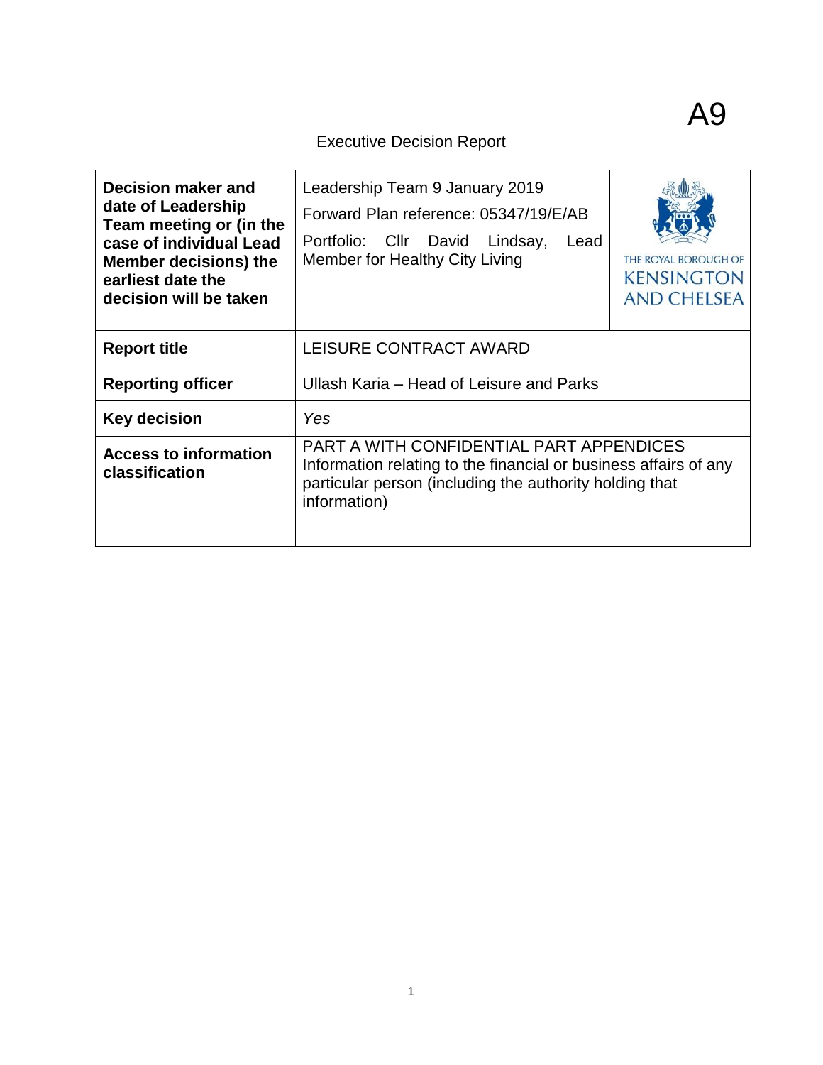A9

Executive Decision Report

| Decision maker and date of Leadership Team meeting or (in the case of individual Lead Member decisions) the earliest date the decision will be taken | Leadership Team 9 January 2019<br>Forward Plan reference: 05347/19/E/AB<br>Portfolio: Cllr David Lindsay, Lead Member for Healthy City Living | THE ROYAL BOROUGH OF KENSINGTON AND CHELSEA |
|---|---|---|
| **Report title** | LEISURE CONTRACT AWARD | |
| **Reporting officer** | Ullash Karia – Head of Leisure and Parks | |
| **Key decision** | *Yes* | |
| **Access to information classification** | PART A WITH CONFIDENTIAL PART APPENDICES<br>Information relating to the financial or business affairs of any particular person (including the authority holding that information) | |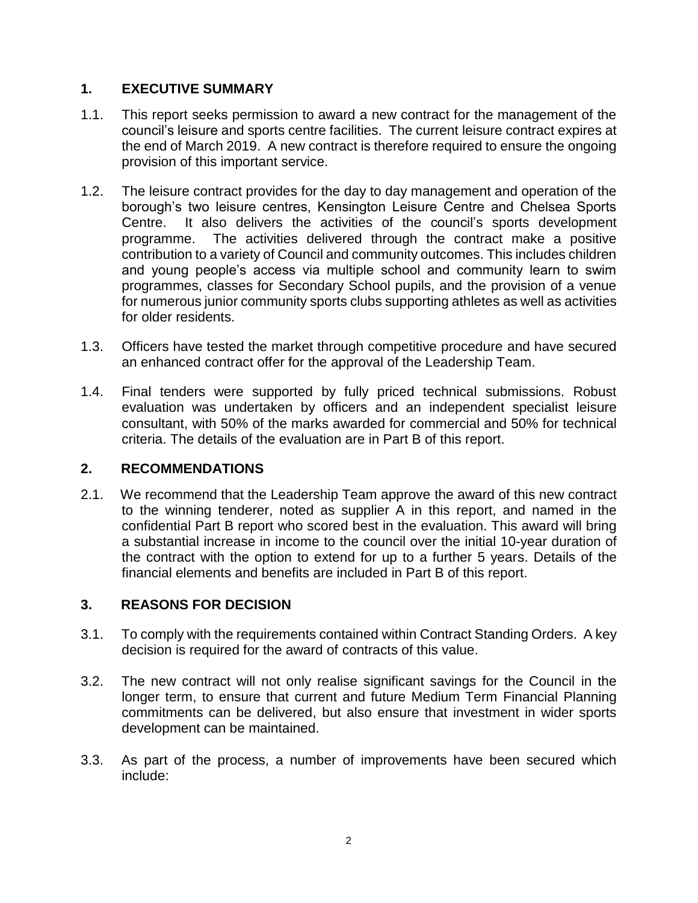## 1. EXECUTIVE SUMMARY

1.1. This report seeks permission to award a new contract for the management of the council's leisure and sports centre facilities. The current leisure contract expires at the end of March 2019. A new contract is therefore required to ensure the ongoing provision of this important service.

1.2. The leisure contract provides for the day to day management and operation of the borough's two leisure centres, Kensington Leisure Centre and Chelsea Sports Centre. It also delivers the activities of the council's sports development programme. The activities delivered through the contract make a positive contribution to a variety of Council and community outcomes. This includes children and young people's access via multiple school and community learn to swim programmes, classes for Secondary School pupils, and the provision of a venue for numerous junior community sports clubs supporting athletes as well as activities for older residents.

1.3. Officers have tested the market through competitive procedure and have secured an enhanced contract offer for the approval of the Leadership Team.

1.4. Final tenders were supported by fully priced technical submissions. Robust evaluation was undertaken by officers and an independent specialist leisure consultant, with 50% of the marks awarded for commercial and 50% for technical criteria. The details of the evaluation are in Part B of this report.

## 2. RECOMMENDATIONS

2.1. We recommend that the Leadership Team approve the award of this new contract to the winning tenderer, noted as supplier A in this report, and named in the confidential Part B report who scored best in the evaluation. This award will bring a substantial increase in income to the council over the initial 10-year duration of the contract with the option to extend for up to a further 5 years. Details of the financial elements and benefits are included in Part B of this report.

## 3. REASONS FOR DECISION

3.1. To comply with the requirements contained within Contract Standing Orders. A key decision is required for the award of contracts of this value.

3.2. The new contract will not only realise significant savings for the Council in the longer term, to ensure that current and future Medium Term Financial Planning commitments can be delivered, but also ensure that investment in wider sports development can be maintained.

3.3. As part of the process, a number of improvements have been secured which include: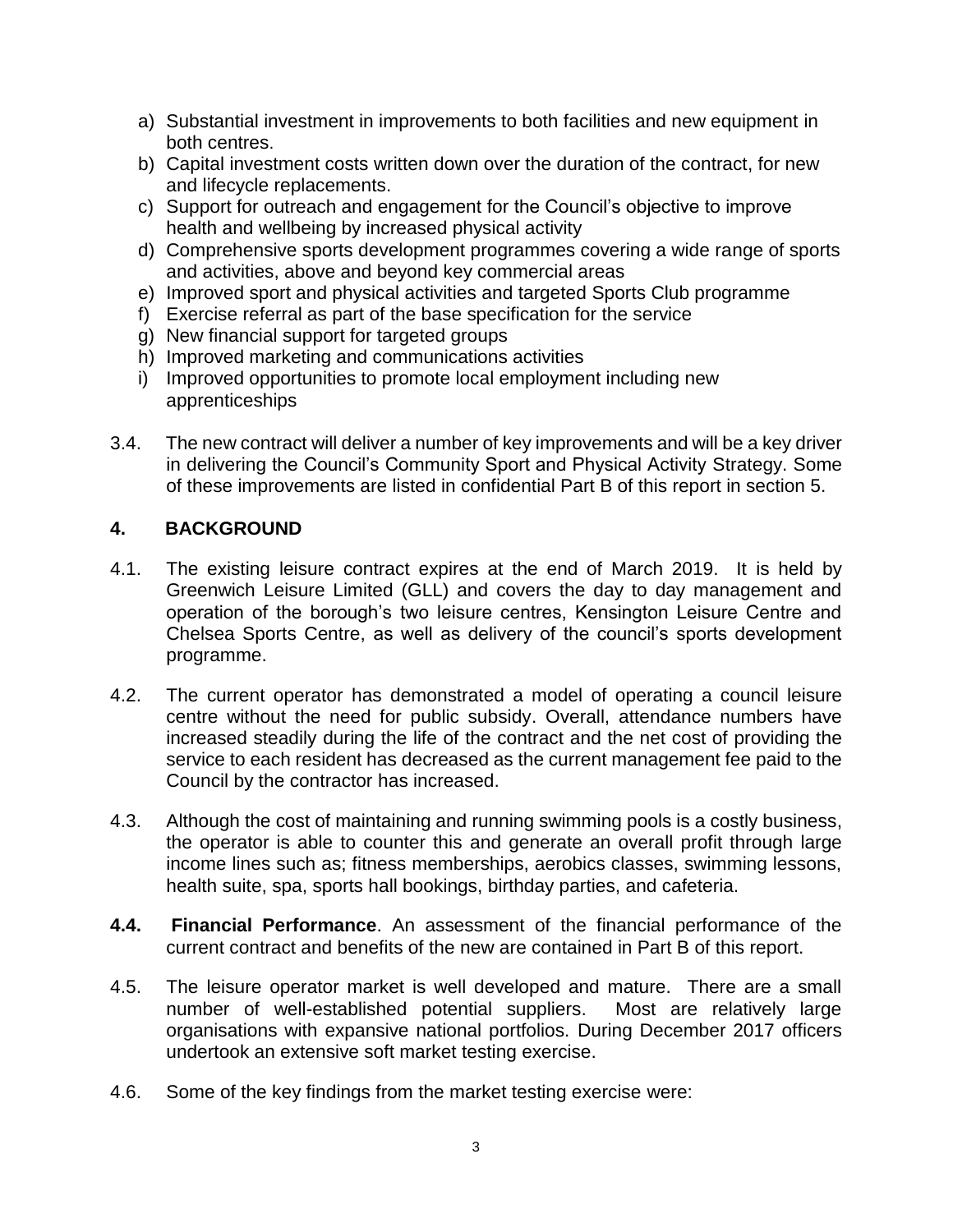a) Substantial investment in improvements to both facilities and new equipment in both centres.
b) Capital investment costs written down over the duration of the contract, for new and lifecycle replacements.
c) Support for outreach and engagement for the Council's objective to improve health and wellbeing by increased physical activity
d) Comprehensive sports development programmes covering a wide range of sports and activities, above and beyond key commercial areas
e) Improved sport and physical activities and targeted Sports Club programme
f) Exercise referral as part of the base specification for the service
g) New financial support for targeted groups
h) Improved marketing and communications activities
i) Improved opportunities to promote local employment including new apprenticeships

3.4. The new contract will deliver a number of key improvements and will be a key driver in delivering the Council's Community Sport and Physical Activity Strategy. Some of these improvements are listed in confidential Part B of this report in section 5.

## 4. BACKGROUND

4.1. The existing leisure contract expires at the end of March 2019. It is held by Greenwich Leisure Limited (GLL) and covers the day to day management and operation of the borough's two leisure centres, Kensington Leisure Centre and Chelsea Sports Centre, as well as delivery of the council's sports development programme.

4.2. The current operator has demonstrated a model of operating a council leisure centre without the need for public subsidy. Overall, attendance numbers have increased steadily during the life of the contract and the net cost of providing the service to each resident has decreased as the current management fee paid to the Council by the contractor has increased.

4.3. Although the cost of maintaining and running swimming pools is a costly business, the operator is able to counter this and generate an overall profit through large income lines such as; fitness memberships, aerobics classes, swimming lessons, health suite, spa, sports hall bookings, birthday parties, and cafeteria.

**4.4. Financial Performance**. An assessment of the financial performance of the current contract and benefits of the new are contained in Part B of this report.

4.5. The leisure operator market is well developed and mature. There are a small number of well-established potential suppliers. Most are relatively large organisations with expansive national portfolios. During December 2017 officers undertook an extensive soft market testing exercise.

4.6. Some of the key findings from the market testing exercise were: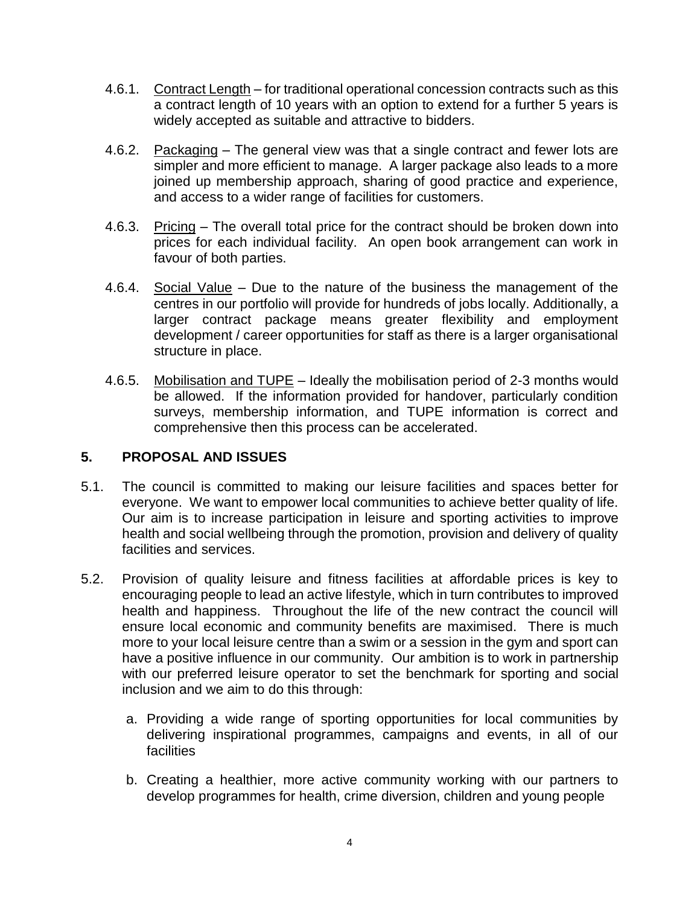4.6.1. Contract Length – for traditional operational concession contracts such as this a contract length of 10 years with an option to extend for a further 5 years is widely accepted as suitable and attractive to bidders.

4.6.2. Packaging – The general view was that a single contract and fewer lots are simpler and more efficient to manage. A larger package also leads to a more joined up membership approach, sharing of good practice and experience, and access to a wider range of facilities for customers.

4.6.3. Pricing – The overall total price for the contract should be broken down into prices for each individual facility. An open book arrangement can work in favour of both parties.

4.6.4. Social Value – Due to the nature of the business the management of the centres in our portfolio will provide for hundreds of jobs locally. Additionally, a larger contract package means greater flexibility and employment development / career opportunities for staff as there is a larger organisational structure in place.

4.6.5. Mobilisation and TUPE – Ideally the mobilisation period of 2-3 months would be allowed. If the information provided for handover, particularly condition surveys, membership information, and TUPE information is correct and comprehensive then this process can be accelerated.

## 5. PROPOSAL AND ISSUES

5.1. The council is committed to making our leisure facilities and spaces better for everyone. We want to empower local communities to achieve better quality of life. Our aim is to increase participation in leisure and sporting activities to improve health and social wellbeing through the promotion, provision and delivery of quality facilities and services.

5.2. Provision of quality leisure and fitness facilities at affordable prices is key to encouraging people to lead an active lifestyle, which in turn contributes to improved health and happiness. Throughout the life of the new contract the council will ensure local economic and community benefits are maximised. There is much more to your local leisure centre than a swim or a session in the gym and sport can have a positive influence in our community. Our ambition is to work in partnership with our preferred leisure operator to set the benchmark for sporting and social inclusion and we aim to do this through:

a. Providing a wide range of sporting opportunities for local communities by delivering inspirational programmes, campaigns and events, in all of our facilities

b. Creating a healthier, more active community working with our partners to develop programmes for health, crime diversion, children and young people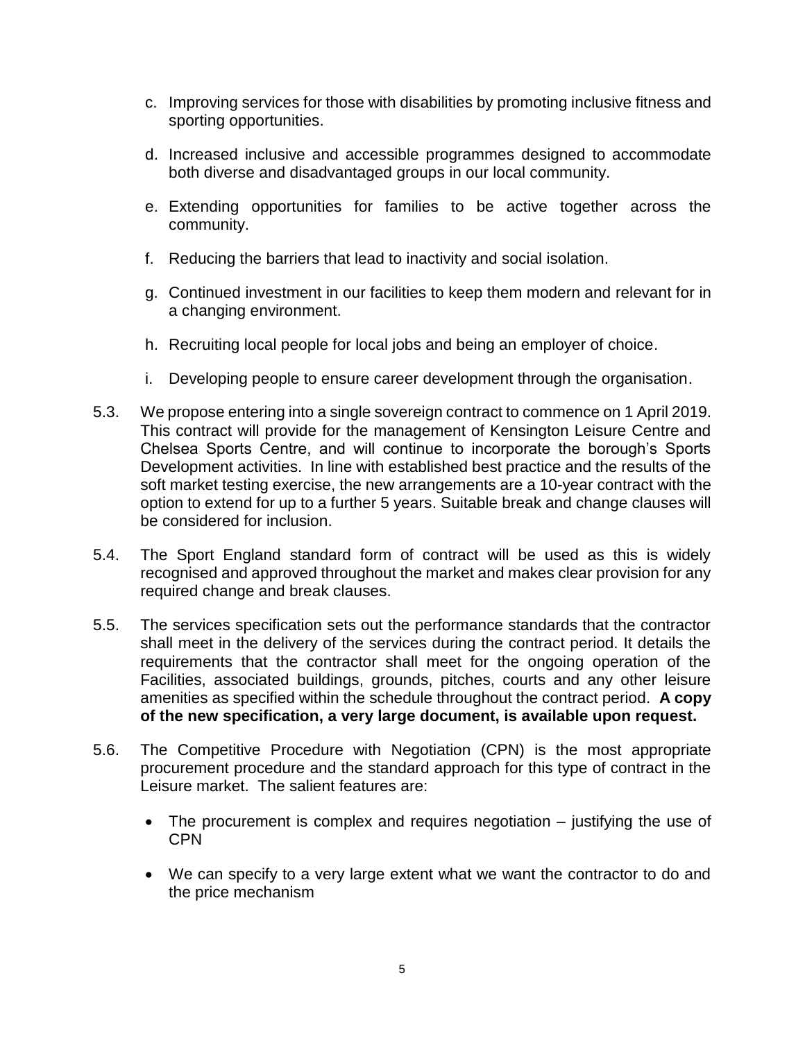c. Improving services for those with disabilities by promoting inclusive fitness and sporting opportunities.

d. Increased inclusive and accessible programmes designed to accommodate both diverse and disadvantaged groups in our local community.

e. Extending opportunities for families to be active together across the community.

f. Reducing the barriers that lead to inactivity and social isolation.

g. Continued investment in our facilities to keep them modern and relevant for in a changing environment.

h. Recruiting local people for local jobs and being an employer of choice.

i. Developing people to ensure career development through the organisation.

5.3. We propose entering into a single sovereign contract to commence on 1 April 2019. This contract will provide for the management of Kensington Leisure Centre and Chelsea Sports Centre, and will continue to incorporate the borough's Sports Development activities. In line with established best practice and the results of the soft market testing exercise, the new arrangements are a 10-year contract with the option to extend for up to a further 5 years. Suitable break and change clauses will be considered for inclusion.

5.4. The Sport England standard form of contract will be used as this is widely recognised and approved throughout the market and makes clear provision for any required change and break clauses.

5.5. The services specification sets out the performance standards that the contractor shall meet in the delivery of the services during the contract period. It details the requirements that the contractor shall meet for the ongoing operation of the Facilities, associated buildings, grounds, pitches, courts and any other leisure amenities as specified within the schedule throughout the contract period. **A copy of the new specification, a very large document, is available upon request.**

5.6. The Competitive Procedure with Negotiation (CPN) is the most appropriate procurement procedure and the standard approach for this type of contract in the Leisure market. The salient features are:

- The procurement is complex and requires negotiation – justifying the use of CPN
- We can specify to a very large extent what we want the contractor to do and the price mechanism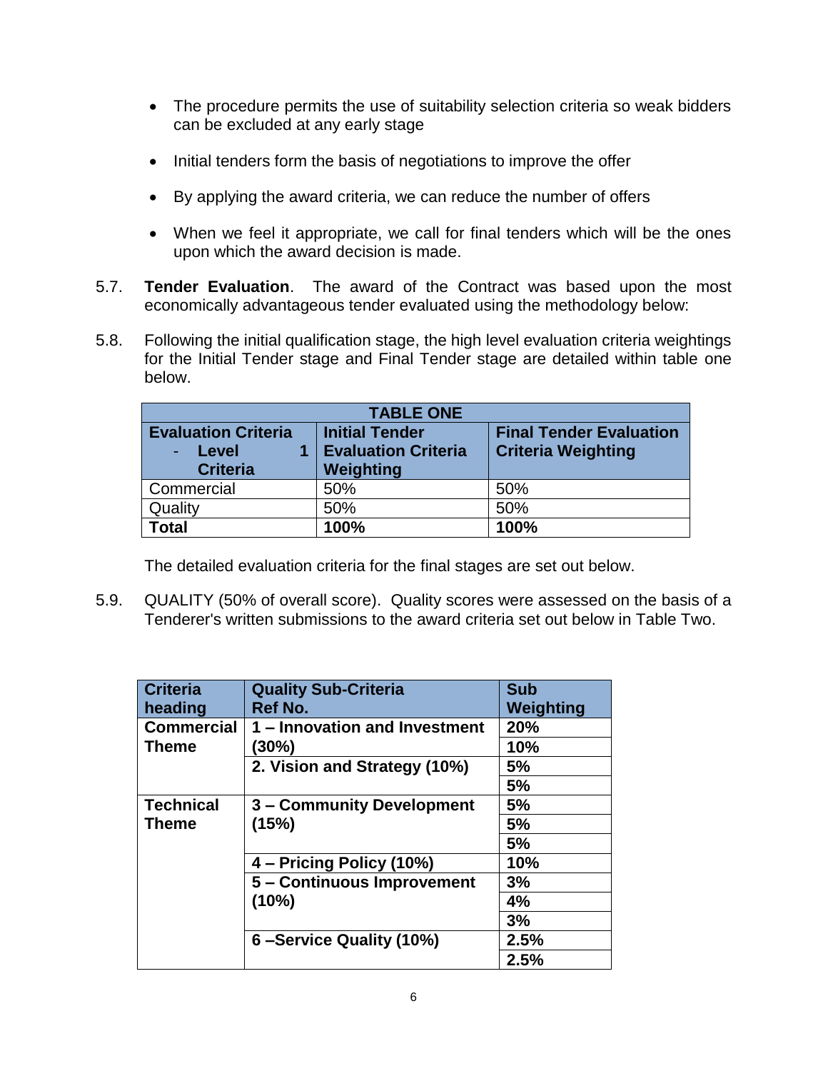- The procedure permits the use of suitability selection criteria so weak bidders can be excluded at any early stage

- Initial tenders form the basis of negotiations to improve the offer

- By applying the award criteria, we can reduce the number of offers

- When we feel it appropriate, we call for final tenders which will be the ones upon which the award decision is made.

5.7. **Tender Evaluation**. The award of the Contract was based upon the most economically advantageous tender evaluated using the methodology below:

5.8. Following the initial qualification stage, the high level evaluation criteria weightings for the Initial Tender stage and Final Tender stage are detailed within table one below.

| TABLE ONE | | |
|---|---|---|
| **Evaluation Criteria - Level 1 Criteria** | **Initial Tender Evaluation Criteria Weighting** | **Final Tender Evaluation Criteria Weighting** |
| Commercial | 50% | 50% |
| Quality | 50% | 50% |
| **Total** | **100%** | **100%** |

The detailed evaluation criteria for the final stages are set out below.

5.9. QUALITY (50% of overall score). Quality scores were assessed on the basis of a Tenderer's written submissions to the award criteria set out below in Table Two.

| Criteria heading | Quality Sub-Criteria Ref No. | Sub Weighting |
|---|---|---|
| **Commercial Theme** | **1 – Innovation and Investment (30%)** | **20%** |
| | | **10%** |
| | **2. Vision and Strategy (10%)** | **5%** |
| | | **5%** |
| **Technical Theme** | **3 – Community Development (15%)** | **5%** |
| | | **5%** |
| | | **5%** |
| | **4 – Pricing Policy (10%)** | **10%** |
| | **5 – Continuous Improvement (10%)** | **3%** |
| | | **4%** |
| | | **3%** |
| | **6 –Service Quality (10%)** | **2.5%** |
| | | **2.5%** |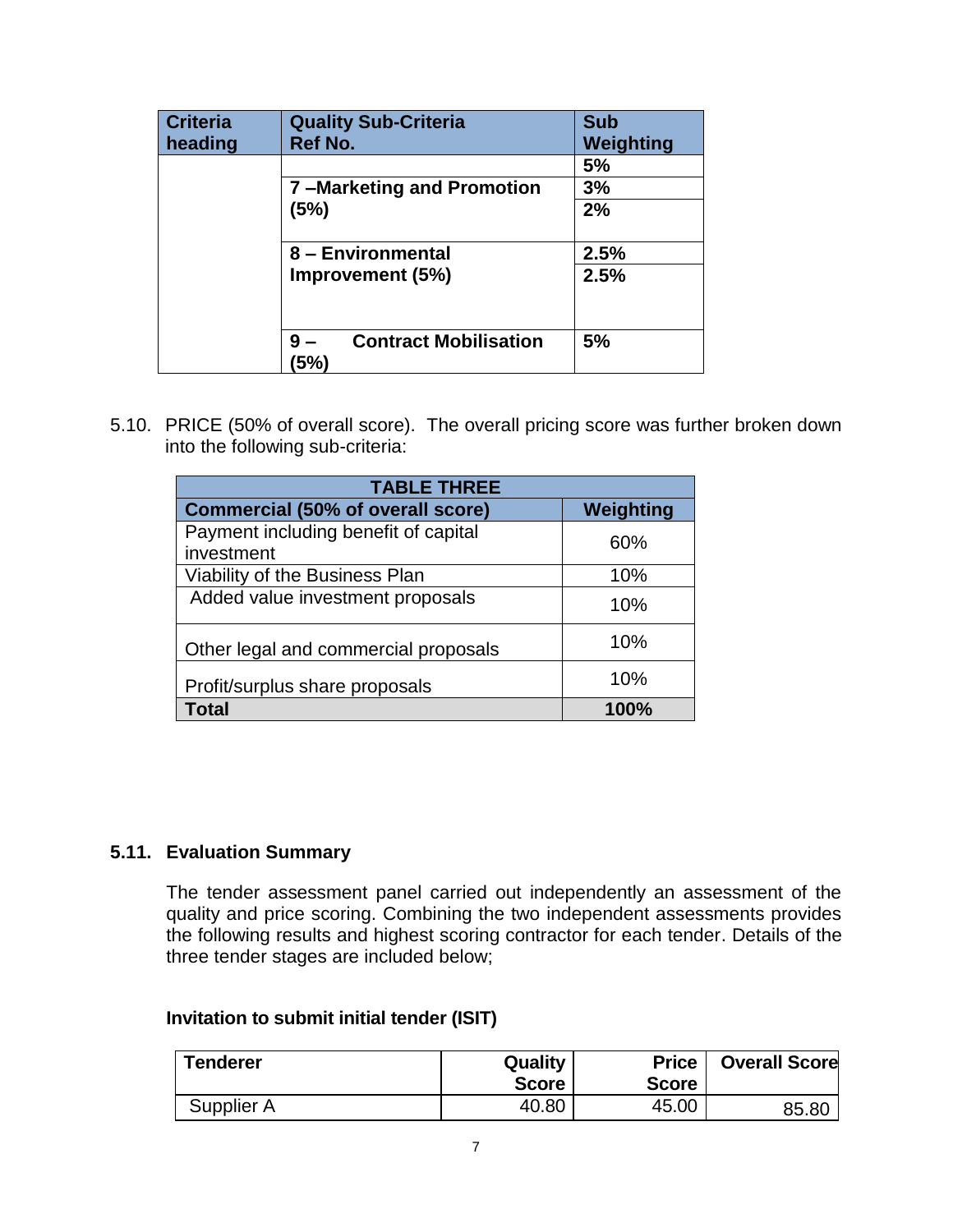| Criteria heading | Quality Sub-Criteria Ref No. | Sub Weighting |
|---|---|---|
| | | 5% |
| | 7 –Marketing and Promotion (5%) | 3% |
| | | 2% |
| | 8 – Environmental Improvement (5%) | 2.5% |
| | | 2.5% |
| | 9 – Contract Mobilisation (5%) | 5% |

5.10. PRICE (50% of overall score). The overall pricing score was further broken down into the following sub-criteria:

| TABLE THREE | |
|---|---|
| **Commercial (50% of overall score)** | **Weighting** |
| Payment including benefit of capital investment | 60% |
| Viability of the Business Plan | 10% |
| Added value investment proposals | 10% |
| Other legal and commercial proposals | 10% |
| Profit/surplus share proposals | 10% |
| **Total** | **100%** |

### 5.11. Evaluation Summary

The tender assessment panel carried out independently an assessment of the quality and price scoring. Combining the two independent assessments provides the following results and highest scoring contractor for each tender. Details of the three tender stages are included below;

**Invitation to submit initial tender (ISIT)**

| Tenderer | Quality Score | Price Score | Overall Score |
|---|---|---|---|
| Supplier A | 40.80 | 45.00 | 85.80 |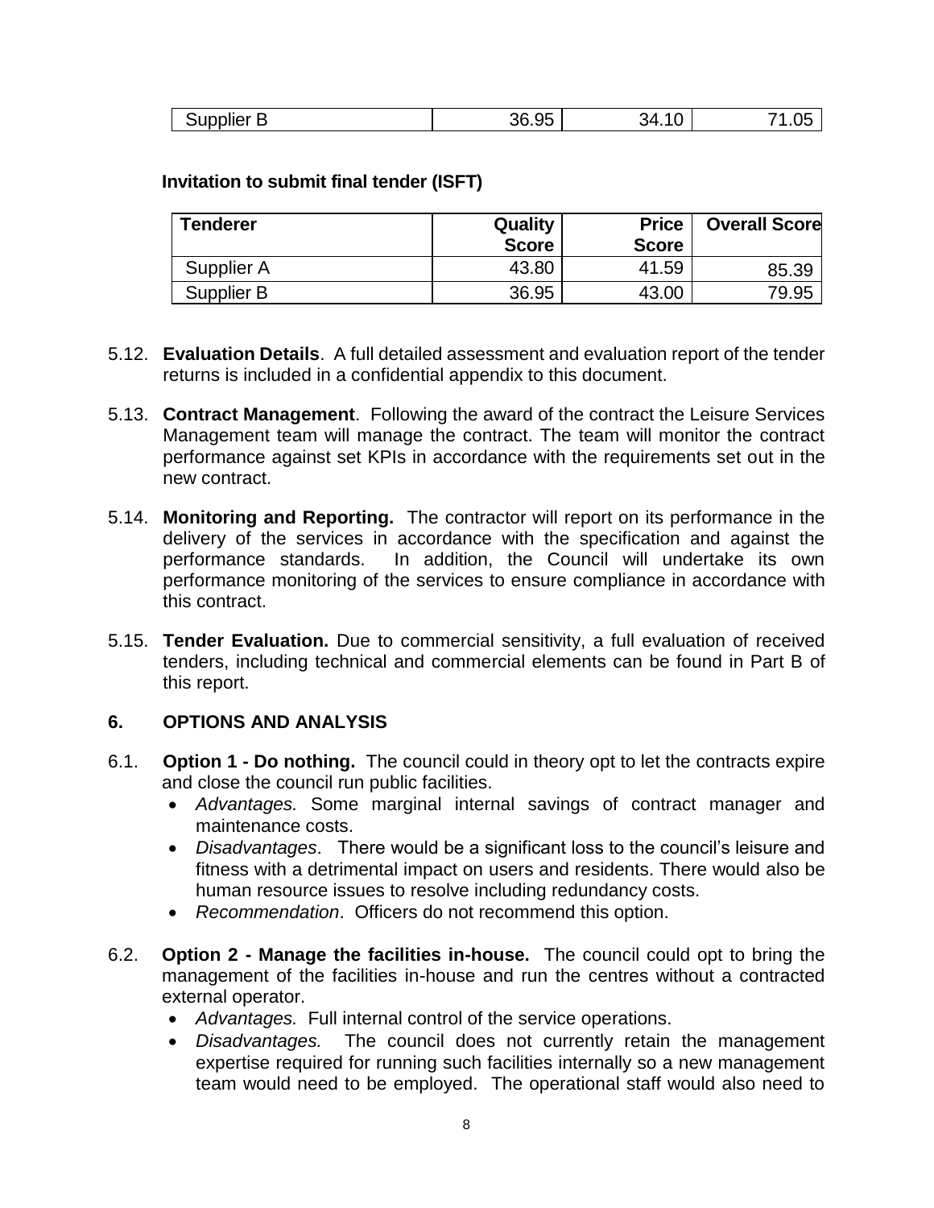| Supplier B | 36.95 | 34.10 | 71.05 |
|---|---|---|---|

**Invitation to submit final tender (ISFT)**

| Tenderer | Quality Score | Price Score | Overall Score |
|---|---|---|---|
| Supplier A | 43.80 | 41.59 | 85.39 |
| Supplier B | 36.95 | 43.00 | 79.95 |

5.12. **Evaluation Details**. A full detailed assessment and evaluation report of the tender returns is included in a confidential appendix to this document.

5.13. **Contract Management**. Following the award of the contract the Leisure Services Management team will manage the contract. The team will monitor the contract performance against set KPIs in accordance with the requirements set out in the new contract.

5.14. **Monitoring and Reporting.** The contractor will report on its performance in the delivery of the services in accordance with the specification and against the performance standards. In addition, the Council will undertake its own performance monitoring of the services to ensure compliance in accordance with this contract.

5.15. **Tender Evaluation.** Due to commercial sensitivity, a full evaluation of received tenders, including technical and commercial elements can be found in Part B of this report.

## 6. OPTIONS AND ANALYSIS

6.1. **Option 1 - Do nothing.** The council could in theory opt to let the contracts expire and close the council run public facilities.

- *Advantages.* Some marginal internal savings of contract manager and maintenance costs.
- *Disadvantages*. There would be a significant loss to the council's leisure and fitness with a detrimental impact on users and residents. There would also be human resource issues to resolve including redundancy costs.
- *Recommendation*. Officers do not recommend this option.

6.2. **Option 2 - Manage the facilities in-house.** The council could opt to bring the management of the facilities in-house and run the centres without a contracted external operator.

- *Advantages.* Full internal control of the service operations.
- *Disadvantages.* The council does not currently retain the management expertise required for running such facilities internally so a new management team would need to be employed. The operational staff would also need to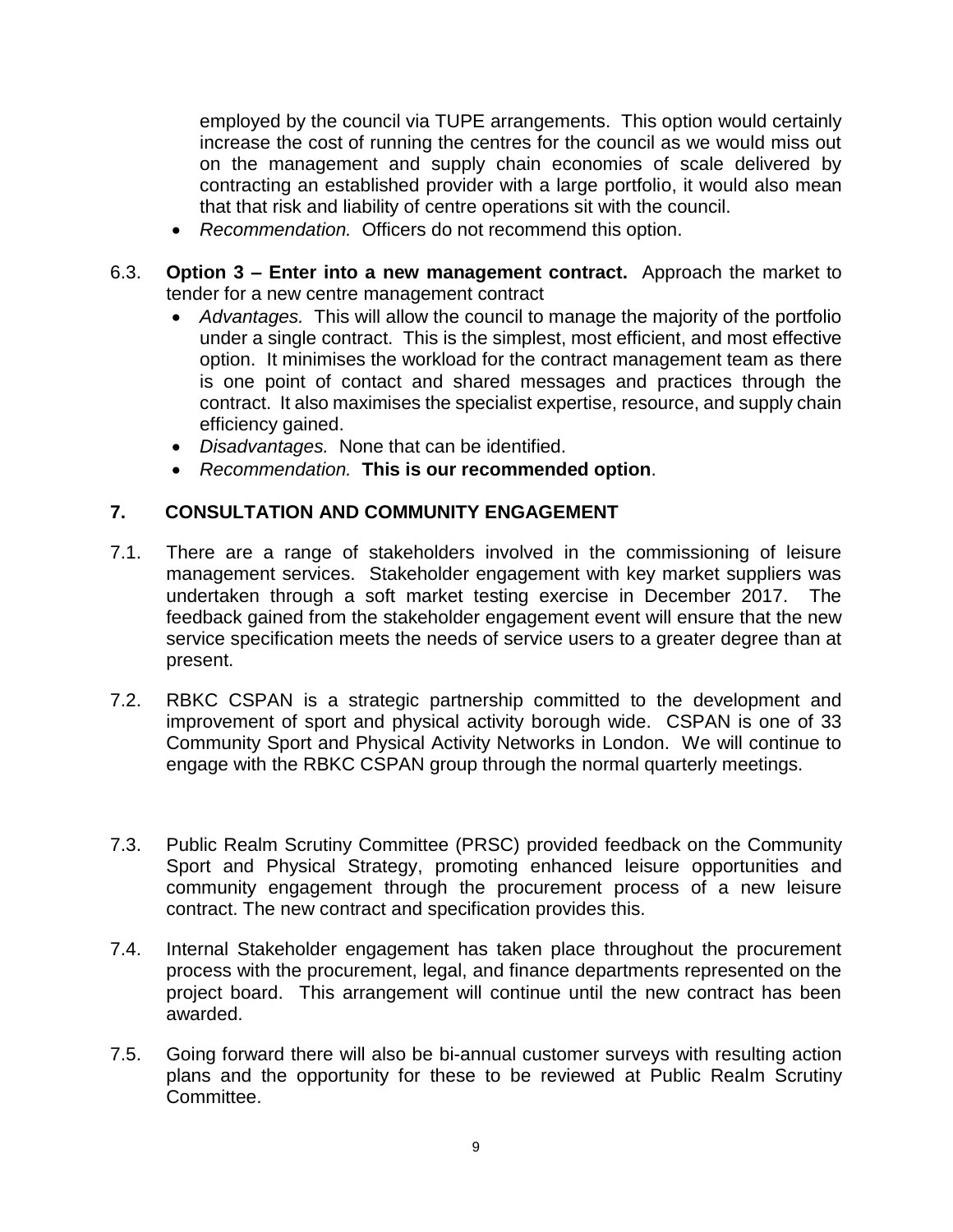employed by the council via TUPE arrangements. This option would certainly increase the cost of running the centres for the council as we would miss out on the management and supply chain economies of scale delivered by contracting an established provider with a large portfolio, it would also mean that that risk and liability of centre operations sit with the council.

- *Recommendation.* Officers do not recommend this option.

6.3. **Option 3 – Enter into a new management contract.** Approach the market to tender for a new centre management contract

- *Advantages.* This will allow the council to manage the majority of the portfolio under a single contract. This is the simplest, most efficient, and most effective option. It minimises the workload for the contract management team as there is one point of contact and shared messages and practices through the contract. It also maximises the specialist expertise, resource, and supply chain efficiency gained.
- *Disadvantages.* None that can be identified.
- *Recommendation.* **This is our recommended option**.

## 7. CONSULTATION AND COMMUNITY ENGAGEMENT

7.1. There are a range of stakeholders involved in the commissioning of leisure management services. Stakeholder engagement with key market suppliers was undertaken through a soft market testing exercise in December 2017. The feedback gained from the stakeholder engagement event will ensure that the new service specification meets the needs of service users to a greater degree than at present.

7.2. RBKC CSPAN is a strategic partnership committed to the development and improvement of sport and physical activity borough wide. CSPAN is one of 33 Community Sport and Physical Activity Networks in London. We will continue to engage with the RBKC CSPAN group through the normal quarterly meetings.

7.3. Public Realm Scrutiny Committee (PRSC) provided feedback on the Community Sport and Physical Strategy, promoting enhanced leisure opportunities and community engagement through the procurement process of a new leisure contract. The new contract and specification provides this.

7.4. Internal Stakeholder engagement has taken place throughout the procurement process with the procurement, legal, and finance departments represented on the project board. This arrangement will continue until the new contract has been awarded.

7.5. Going forward there will also be bi-annual customer surveys with resulting action plans and the opportunity for these to be reviewed at Public Realm Scrutiny Committee.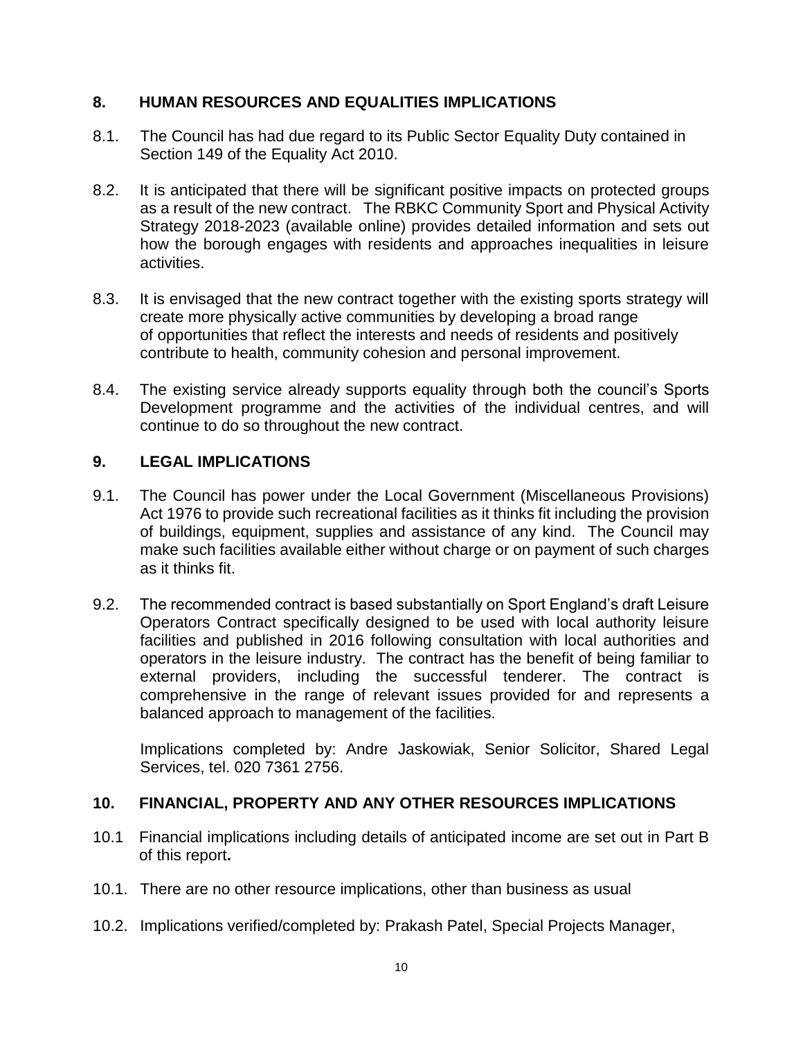## 8. HUMAN RESOURCES AND EQUALITIES IMPLICATIONS

8.1. The Council has had due regard to its Public Sector Equality Duty contained in Section 149 of the Equality Act 2010.

8.2. It is anticipated that there will be significant positive impacts on protected groups as a result of the new contract. The RBKC Community Sport and Physical Activity Strategy 2018-2023 (available online) provides detailed information and sets out how the borough engages with residents and approaches inequalities in leisure activities.

8.3. It is envisaged that the new contract together with the existing sports strategy will create more physically active communities by developing a broad range of opportunities that reflect the interests and needs of residents and positively contribute to health, community cohesion and personal improvement.

8.4. The existing service already supports equality through both the council's Sports Development programme and the activities of the individual centres, and will continue to do so throughout the new contract.

## 9. LEGAL IMPLICATIONS

9.1. The Council has power under the Local Government (Miscellaneous Provisions) Act 1976 to provide such recreational facilities as it thinks fit including the provision of buildings, equipment, supplies and assistance of any kind. The Council may make such facilities available either without charge or on payment of such charges as it thinks fit.

9.2. The recommended contract is based substantially on Sport England's draft Leisure Operators Contract specifically designed to be used with local authority leisure facilities and published in 2016 following consultation with local authorities and operators in the leisure industry. The contract has the benefit of being familiar to external providers, including the successful tenderer. The contract is comprehensive in the range of relevant issues provided for and represents a balanced approach to management of the facilities.

Implications completed by: Andre Jaskowiak, Senior Solicitor, Shared Legal Services, tel. 020 7361 2756.

## 10. FINANCIAL, PROPERTY AND ANY OTHER RESOURCES IMPLICATIONS

10.1 Financial implications including details of anticipated income are set out in Part B of this report**.**

10.1. There are no other resource implications, other than business as usual

10.2. Implications verified/completed by: Prakash Patel, Special Projects Manager,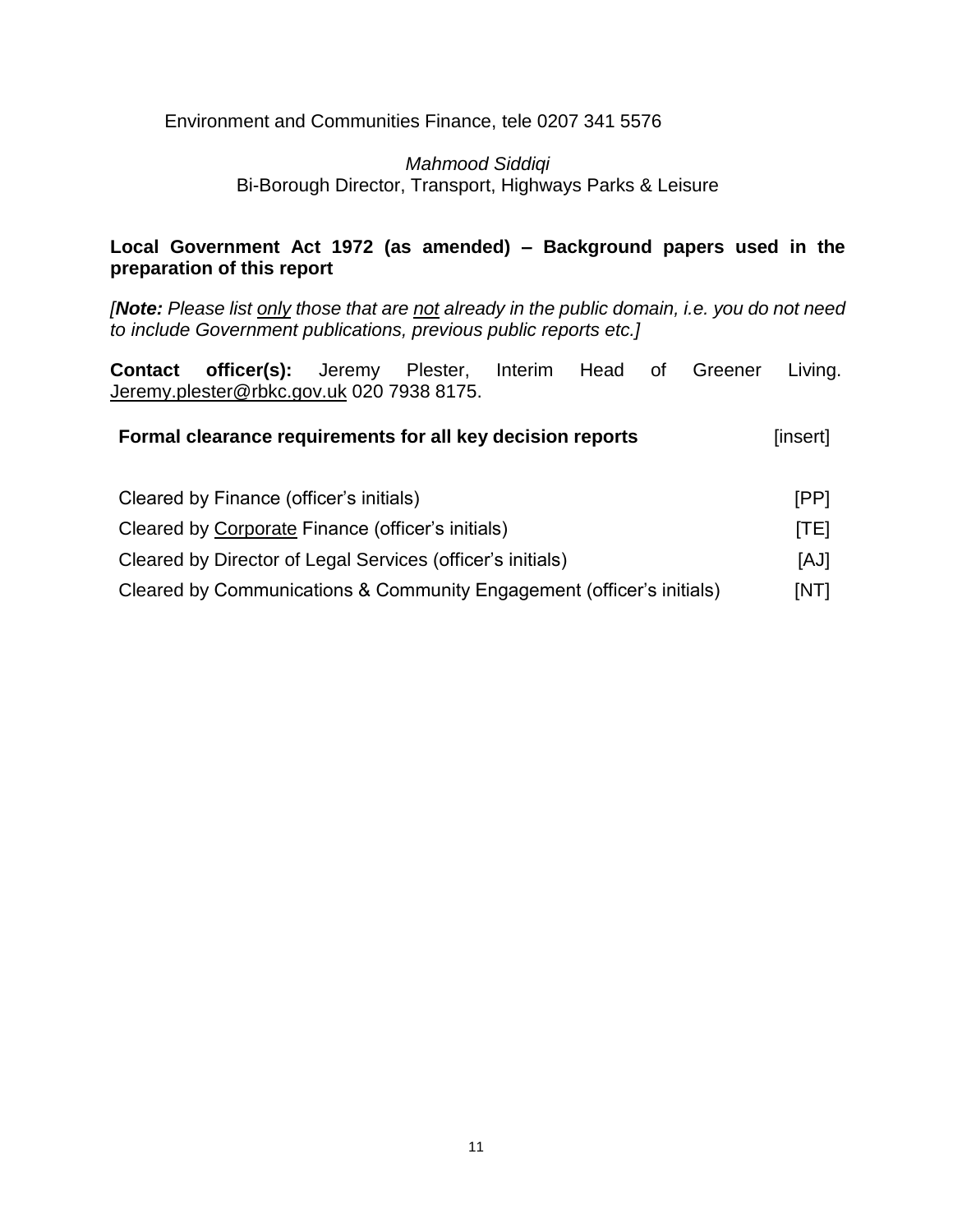Environment and Communities Finance, tele 0207 341 5576

*Mahmood Siddiqi*
Bi-Borough Director, Transport, Highways Parks & Leisure

**Local Government Act 1972 (as amended) – Background papers used in the preparation of this report**

*[**Note:** Please list only those that are not already in the public domain, i.e. you do not need to include Government publications, previous public reports etc.]*

**Contact officer(s):** Jeremy Plester, Interim Head of Greener Living. Jeremy.plester@rbkc.gov.uk 020 7938 8175.

| | |
|---|---|
| **Formal clearance requirements for all key decision reports** | [insert] |
| Cleared by Finance (officer's initials) | [PP] |
| Cleared by Corporate Finance (officer's initials) | [TE] |
| Cleared by Director of Legal Services (officer's initials) | [AJ] |
| Cleared by Communications & Community Engagement (officer's initials) | [NT] |